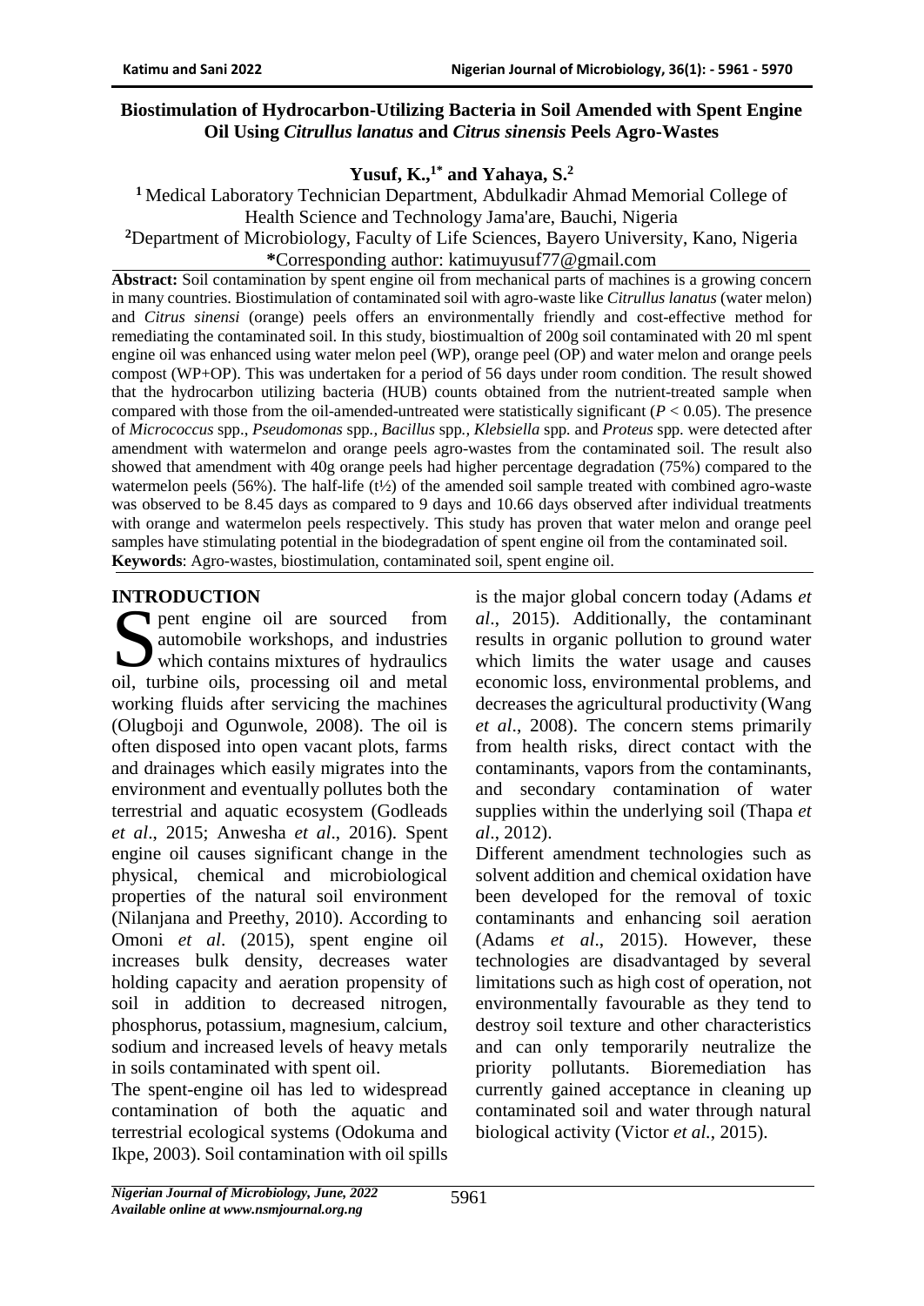# Biostimulation of Hydrocarbon-Utilizing Bacteria in Soil Amended with Spent Engine Oil Using *Citrullus lanatus* and *Citrus sinensis* Peels Agro-Wastes

**Yusuf, K.,[1*] and Yahaya, S.[2]**

[1] Medical Laboratory Technician Department, Abdulkadir Ahmad Memorial College of Health Science and Technology Jama'are, Bauchi, Nigeria

[2] Department of Microbiology, Faculty of Life Sciences, Bayero University, Kano, Nigeria

*Corresponding author: katimuyusuf77@gmail.com

**Abstract:** Soil contamination by spent engine oil from mechanical parts of machines is a growing concern in many countries. Biostimulation of contaminated soil with agro-waste like *Citrullus lanatus* (water melon) and *Citrus sinensi* (orange) peels offers an environmentally friendly and cost-effective method for remediating the contaminated soil. In this study, biostimualtion of 200g soil contaminated with 20 ml spent engine oil was enhanced using water melon peel (WP), orange peel (OP) and water melon and orange peels compost (WP+OP). This was undertaken for a period of 56 days under room condition. The result showed that the hydrocarbon utilizing bacteria (HUB) counts obtained from the nutrient-treated sample when compared with those from the oil-amended-untreated were statistically significant ($P < 0.05$). The presence of *Micrococcus* spp., *Pseudomonas* spp*.*, *Bacillus* spp*.*, *Klebsiella* spp. and *Proteus* spp. were detected after amendment with watermelon and orange peels agro-wastes from the contaminated soil. The result also showed that amendment with 40g orange peels had higher percentage degradation (75%) compared to the watermelon peels (56%). The half-life (t½) of the amended soil sample treated with combined agro-waste was observed to be 8.45 days as compared to 9 days and 10.66 days observed after individual treatments with orange and watermelon peels respectively. This study has proven that water melon and orange peel samples have stimulating potential in the biodegradation of spent engine oil from the contaminated soil.

**Keywords**: Agro-wastes, biostimulation, contaminated soil, spent engine oil.

## INTRODUCTION

Spent engine oil are sourced from automobile workshops, and industries which contains mixtures of hydraulics oil, turbine oils, processing oil and metal working fluids after servicing the machines (Olugboji and Ogunwole, 2008). The oil is often disposed into open vacant plots, farms and drainages which easily migrates into the environment and eventually pollutes both the terrestrial and aquatic ecosystem (Godleads *et al*., 2015; Anwesha *et al*., 2016). Spent engine oil causes significant change in the physical, chemical and microbiological properties of the natural soil environment (Nilanjana and Preethy, 2010). According to Omoni *et al*. (2015), spent engine oil increases bulk density, decreases water holding capacity and aeration propensity of soil in addition to decreased nitrogen, phosphorus, potassium, magnesium, calcium, sodium and increased levels of heavy metals in soils contaminated with spent oil.

The spent-engine oil has led to widespread contamination of both the aquatic and terrestrial ecological systems (Odokuma and Ikpe, 2003). Soil contamination with oil spills is the major global concern today (Adams *et al*., 2015). Additionally, the contaminant results in organic pollution to ground water which limits the water usage and causes economic loss, environmental problems, and decreases the agricultural productivity (Wang *et al*., 2008). The concern stems primarily from health risks, direct contact with the contaminants, vapors from the contaminants, and secondary contamination of water supplies within the underlying soil (Thapa *et al*., 2012).

Different amendment technologies such as solvent addition and chemical oxidation have been developed for the removal of toxic contaminants and enhancing soil aeration (Adams *et al*., 2015). However, these technologies are disadvantaged by several limitations such as high cost of operation, not environmentally favourable as they tend to destroy soil texture and other characteristics and can only temporarily neutralize the priority pollutants. Bioremediation has currently gained acceptance in cleaning up contaminated soil and water through natural biological activity (Victor *et al.*, 2015).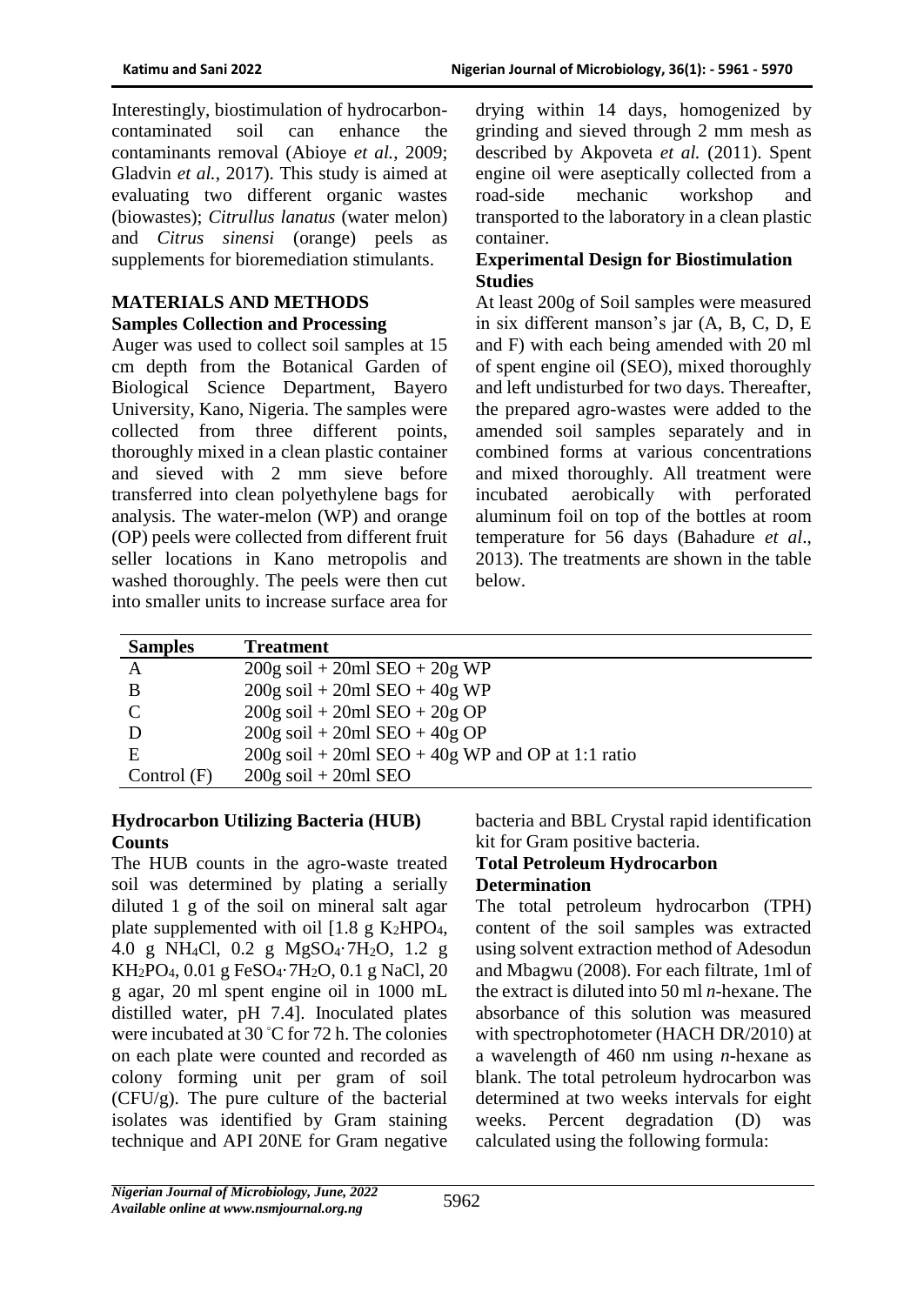Interestingly, biostimulation of hydrocarbon-contaminated soil can enhance the contaminants removal (Abioye *et al.*, 2009; Gladvin *et al.*, 2017). This study is aimed at evaluating two different organic wastes (biowastes); *Citrullus lanatus* (water melon) and *Citrus sinensi* (orange) peels as supplements for bioremediation stimulants.

## MATERIALS AND METHODS

### Samples Collection and Processing

Auger was used to collect soil samples at 15 cm depth from the Botanical Garden of Biological Science Department, Bayero University, Kano, Nigeria. The samples were collected from three different points, thoroughly mixed in a clean plastic container and sieved with 2 mm sieve before transferred into clean polyethylene bags for analysis. The water-melon (WP) and orange (OP) peels were collected from different fruit seller locations in Kano metropolis and washed thoroughly. The peels were then cut into smaller units to increase surface area for drying within 14 days, homogenized by grinding and sieved through 2 mm mesh as described by Akpoveta *et al.* (2011). Spent engine oil were aseptically collected from a road-side mechanic workshop and transported to the laboratory in a clean plastic container.

### Experimental Design for Biostimulation Studies

At least 200g of Soil samples were measured in six different manson's jar (A, B, C, D, E and F) with each being amended with 20 ml of spent engine oil (SEO), mixed thoroughly and left undisturbed for two days. Thereafter, the prepared agro-wastes were added to the amended soil samples separately and in combined forms at various concentrations and mixed thoroughly. All treatment were incubated aerobically with perforated aluminum foil on top of the bottles at room temperature for 56 days (Bahadure *et al*., 2013). The treatments are shown in the table below.

| Samples | Treatment |
|---|---|
| A | 200g soil + 20ml SEO + 20g WP |
| B | 200g soil + 20ml SEO + 40g WP |
| C | 200g soil + 20ml SEO + 20g OP |
| D | 200g soil + 20ml SEO + 40g OP |
| E | 200g soil + 20ml SEO + 40g WP and OP at 1:1 ratio |
| Control (F) | 200g soil + 20ml SEO |

### Hydrocarbon Utilizing Bacteria (HUB) Counts

The HUB counts in the agro-waste treated soil was determined by plating a serially diluted 1 g of the soil on mineral salt agar plate supplemented with oil [1.8 g $K_2HPO_4$, 4.0 g $NH_4Cl$, 0.2 g $MgSO_4 \cdot 7H_2O$, 1.2 g $KH_2PO_4$, 0.01 g $FeSO_4 \cdot 7H_2O$, 0.1 g NaCl, 20 g agar, 20 ml spent engine oil in 1000 mL distilled water, pH 7.4]. Inoculated plates were incubated at 30 ˚C for 72 h. The colonies on each plate were counted and recorded as colony forming unit per gram of soil (CFU/g). The pure culture of the bacterial isolates was identified by Gram staining technique and API 20NE for Gram negative bacteria and BBL Crystal rapid identification kit for Gram positive bacteria.

### Total Petroleum Hydrocarbon Determination

The total petroleum hydrocarbon (TPH) content of the soil samples was extracted using solvent extraction method of Adesodun and Mbagwu (2008). For each filtrate, 1ml of the extract is diluted into 50 ml *n*-hexane. The absorbance of this solution was measured with spectrophotometer (HACH DR/2010) at a wavelength of 460 nm using *n*-hexane as blank. The total petroleum hydrocarbon was determined at two weeks intervals for eight weeks. Percent degradation (D) was calculated using the following formula: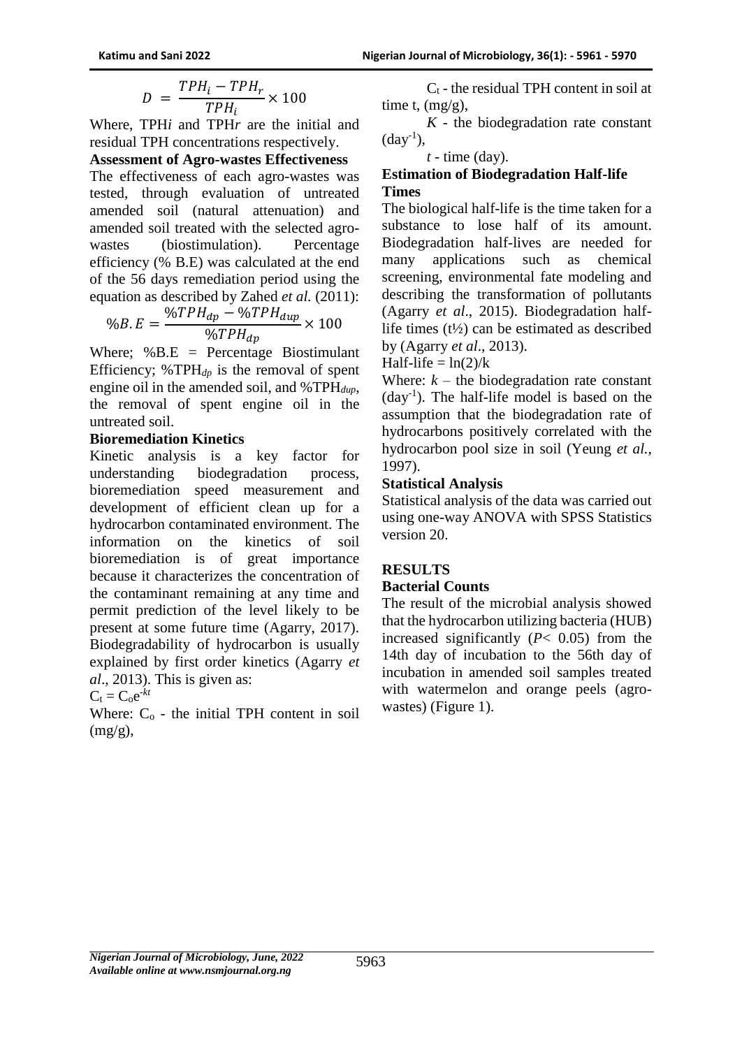$$D = \frac{TPH_i - TPH_r}{TPH_i} \times 100$$

Where, $TPH_i$ and $TPH_r$ are the initial and residual TPH concentrations respectively.

**Assessment of Agro-wastes Effectiveness**

The effectiveness of each agro-wastes was tested, through evaluation of untreated amended soil (natural attenuation) and amended soil treated with the selected agro-wastes (biostimulation). Percentage efficiency (% B.E) was calculated at the end of the 56 days remediation period using the equation as described by Zahed *et al.* (2011):

$$\%B.E = \frac{\%TPH_{dp} - \%TPH_{dup}}{\%TPH_{dp}} \times 100$$

Where; %B.E = Percentage Biostimulant Efficiency; $\%TPH_{dp}$ is the removal of spent engine oil in the amended soil, and $\%TPH_{dup}$, the removal of spent engine oil in the untreated soil.

**Bioremediation Kinetics**

Kinetic analysis is a key factor for understanding biodegradation process, bioremediation speed measurement and development of efficient clean up for a hydrocarbon contaminated environment. The information on the kinetics of soil bioremediation is of great importance because it characterizes the concentration of the contaminant remaining at any time and permit prediction of the level likely to be present at some future time (Agarry, 2017). Biodegradability of hydrocarbon is usually explained by first order kinetics (Agarry *et al*., 2013). This is given as:

$$C_t = C_o e^{-kt}$$

Where: $C_o$ - the initial TPH content in soil (mg/g),

$C_t$ - the residual TPH content in soil at time t, (mg/g),

$K$ - the biodegradation rate constant ($day^{-1}$),

$t$ - time (day).

**Estimation of Biodegradation Half-life Times**

The biological half-life is the time taken for a substance to lose half of its amount. Biodegradation half-lives are needed for many applications such as chemical screening, environmental fate modeling and describing the transformation of pollutants (Agarry *et al*., 2015). Biodegradation half-life times ($t½$) can be estimated as described by (Agarry *et al*., 2013).

Half-life = $\ln(2)/k$

Where: $k$ – the biodegradation rate constant ($day^{-1}$). The half-life model is based on the assumption that the biodegradation rate of hydrocarbons positively correlated with the hydrocarbon pool size in soil (Yeung *et al.*, 1997).

**Statistical Analysis**

Statistical analysis of the data was carried out using one-way ANOVA with SPSS Statistics version 20.

## RESULTS

**Bacterial Counts**

The result of the microbial analysis showed that the hydrocarbon utilizing bacteria (HUB) increased significantly ($P < 0.05$) from the 14th day of incubation to the 56th day of incubation in amended soil samples treated with watermelon and orange peels (agro-wastes) (Figure 1).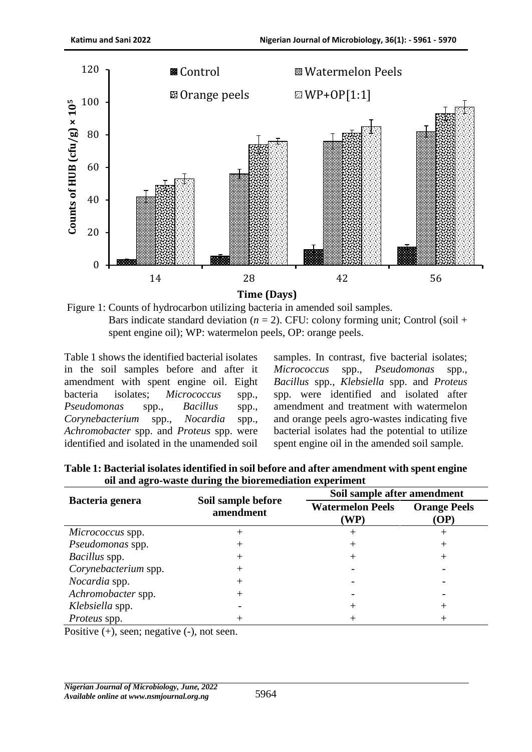Figure 1: Counts of hydrocarbon utilizing bacteria in amended soil samples. Bars indicate standard deviation ($n$ = 2). CFU: colony forming unit; Control (soil + spent engine oil); WP: watermelon peels, OP: orange peels.

Table 1 shows the identified bacterial isolates in the soil samples before and after it amendment with spent engine oil. Eight bacteria isolates; *Micrococcus* spp., *Pseudomonas* spp., *Bacillus* spp., *Corynebacterium* spp., *Nocardia* spp., *Achromobacter* spp. and *Proteus* spp. were identified and isolated in the unamended soil samples. In contrast, five bacterial isolates; *Micrococcus* spp., *Pseudomonas* spp., *Bacillus* spp., *Klebsiella* spp. and *Proteus* spp. were identified and isolated after amendment and treatment with watermelon and orange peels agro-wastes indicating five bacterial isolates had the potential to utilize spent engine oil in the amended soil sample.

**Table 1: Bacterial isolates identified in soil before and after amendment with spent engine oil and agro-waste during the bioremediation experiment**

| Bacteria genera | Soil sample before amendment | Soil sample after amendment | |
|---|---|---|---|
| | | **Watermelon Peels (WP)** | **Orange Peels (OP)** |
| *Micrococcus* spp. | + | + | + |
| *Pseudomonas* spp. | + | + | + |
| *Bacillus* spp. | + | + | + |
| *Corynebacterium* spp. | + | - | - |
| *Nocardia* spp. | + | - | - |
| *Achromobacter* spp. | + | - | - |
| *Klebsiella* spp. | - | + | + |
| *Proteus* spp. | + | + | + |

Positive (+), seen; negative (-), not seen.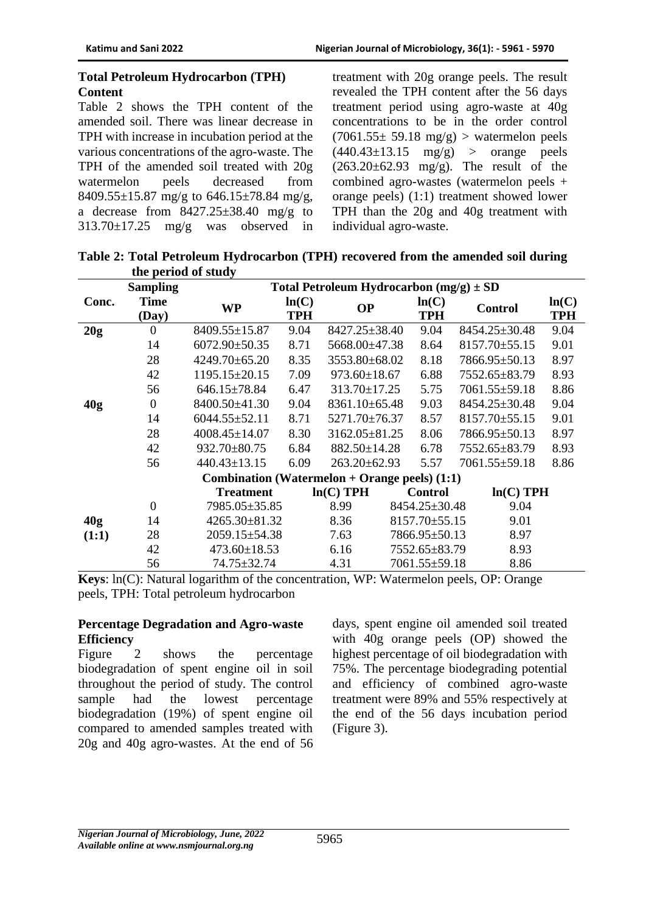### Total Petroleum Hydrocarbon (TPH) Content

Table 2 shows the TPH content of the amended soil. There was linear decrease in TPH with increase in incubation period at the various concentrations of the agro-waste. The TPH of the amended soil treated with 20g watermelon peels decreased from 8409.55±15.87 mg/g to 646.15±78.84 mg/g, a decrease from 8427.25±38.40 mg/g to 313.70±17.25 mg/g was observed in treatment with 20g orange peels. The result revealed the TPH content after the 56 days treatment period using agro-waste at 40g concentrations to be in the order control (7061.55± 59.18 mg/g) > watermelon peels (440.43±13.15 mg/g) > orange peels (263.20±62.93 mg/g). The result of the combined agro-wastes (watermelon peels + orange peels) (1:1) treatment showed lower TPH than the 20g and 40g treatment with individual agro-waste.

**Table 2: Total Petroleum Hydrocarbon (TPH) recovered from the amended soil during the period of study**

| Conc. | Sampling Time (Day) | Total Petroleum Hydrocarbon (mg/g) ± SD | | | | | |
|---|---|---|---|---|---|---|---|
| | | **WP** | **ln(C) TPH** | **OP** | **ln(C) TPH** | **Control** | **ln(C) TPH** |
| **20g** | 0 | 8409.55±15.87 | 9.04 | 8427.25±38.40 | 9.04 | 8454.25±30.48 | 9.04 |
| | 14 | 6072.90±50.35 | 8.71 | 5668.00±47.38 | 8.64 | 8157.70±55.15 | 9.01 |
| | 28 | 4249.70±65.20 | 8.35 | 3553.80±68.02 | 8.18 | 7866.95±50.13 | 8.97 |
| | 42 | 1195.15±20.15 | 7.09 | 973.60±18.67 | 6.88 | 7552.65±83.79 | 8.93 |
| | 56 | 646.15±78.84 | 6.47 | 313.70±17.25 | 5.75 | 7061.55±59.18 | 8.86 |
| **40g** | 0 | 8400.50±41.30 | 9.04 | 8361.10±65.48 | 9.03 | 8454.25±30.48 | 9.04 |
| | 14 | 6044.55±52.11 | 8.71 | 5271.70±76.37 | 8.57 | 8157.70±55.15 | 9.01 |
| | 28 | 4008.45±14.07 | 8.30 | 3162.05±81.25 | 8.06 | 7866.95±50.13 | 8.97 |
| | 42 | 932.70±80.75 | 6.84 | 882.50±14.28 | 6.78 | 7552.65±83.79 | 8.93 |
| | 56 | 440.43±13.15 | 6.09 | 263.20±62.93 | 5.57 | 7061.55±59.18 | 8.86 |
| | | **Combination (Watermelon + Orange peels) (1:1)** | | | | | |
| | | **Treatment** | **ln(C) TPH** | **Control** | **ln(C) TPH** | | |
| | 0 | 7985.05±35.85 | 8.99 | 8454.25±30.48 | 9.04 | | |
| **40g** | 14 | 4265.30±81.32 | 8.36 | 8157.70±55.15 | 9.01 | | |
| **(1:1)** | 28 | 2059.15±54.38 | 7.63 | 7866.95±50.13 | 8.97 | | |
| | 42 | 473.60±18.53 | 6.16 | 7552.65±83.79 | 8.93 | | |
| | 56 | 74.75±32.74 | 4.31 | 7061.55±59.18 | 8.86 | | |

**Keys**: ln(C): Natural logarithm of the concentration, WP: Watermelon peels, OP: Orange peels, TPH: Total petroleum hydrocarbon

### Percentage Degradation and Agro-waste Efficiency

Figure 2 shows the percentage biodegradation of spent engine oil in soil throughout the period of study. The control sample had the lowest percentage biodegradation (19%) of spent engine oil compared to amended samples treated with 20g and 40g agro-wastes. At the end of 56 days, spent engine oil amended soil treated with 40g orange peels (OP) showed the highest percentage of oil biodegradation with 75%. The percentage biodegrading potential and efficiency of combined agro-waste treatment were 89% and 55% respectively at the end of the 56 days incubation period (Figure 3).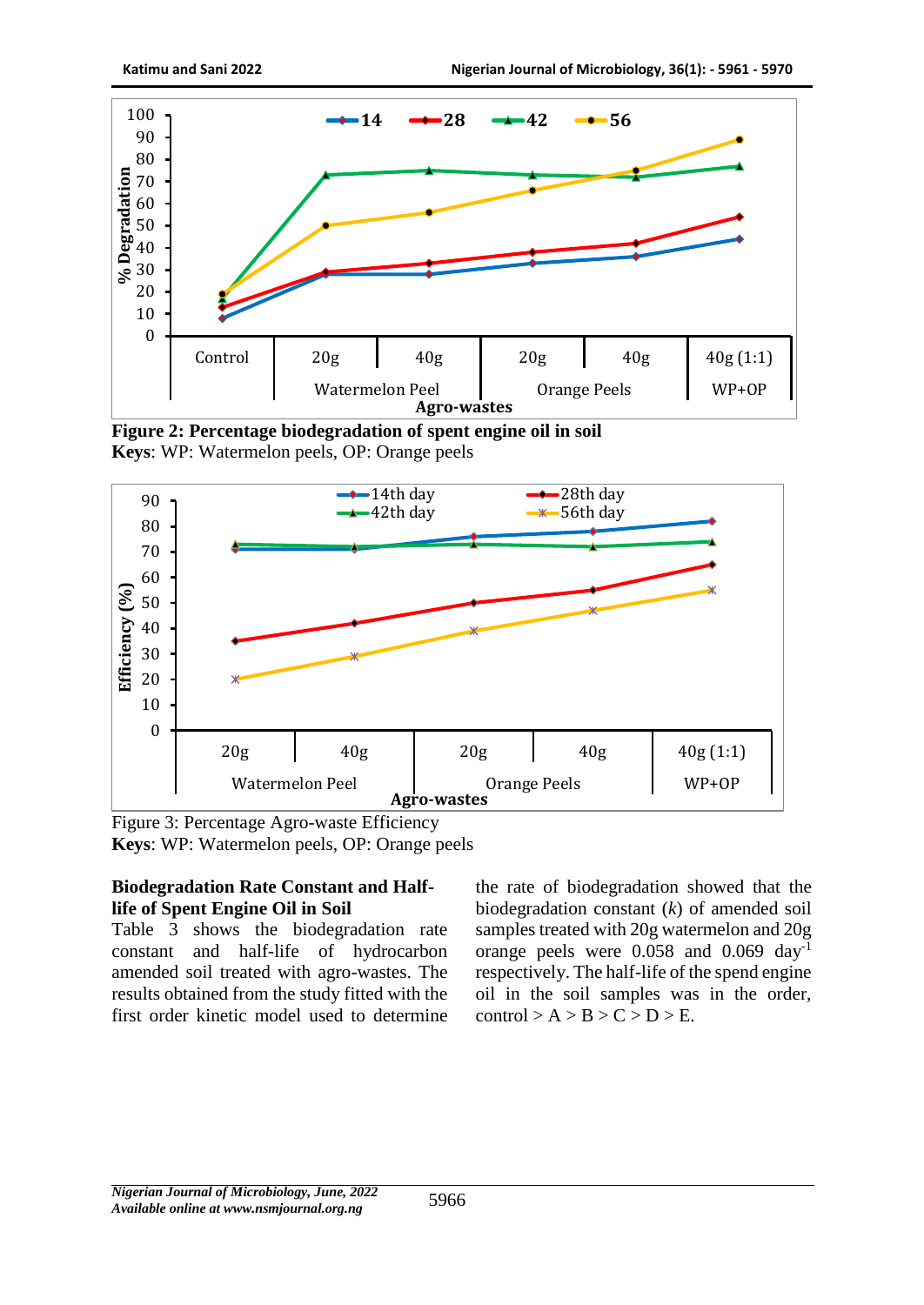**Figure 2: Percentage biodegradation of spent engine oil in soil**
**Keys**: WP: Watermelon peels, OP: Orange peels

Figure 3: Percentage Agro-waste Efficiency
**Keys**: WP: Watermelon peels, OP: Orange peels

### Biodegradation Rate Constant and Half-life of Spent Engine Oil in Soil

Table 3 shows the biodegradation rate constant and half-life of hydrocarbon amended soil treated with agro-wastes. The results obtained from the study fitted with the first order kinetic model used to determine the rate of biodegradation showed that the biodegradation constant (*k*) of amended soil samples treated with 20g watermelon and 20g orange peels were 0.058 and 0.069 $day^{-1}$ respectively. The half-life of the spend engine oil in the soil samples was in the order, control > A > B > C > D > E.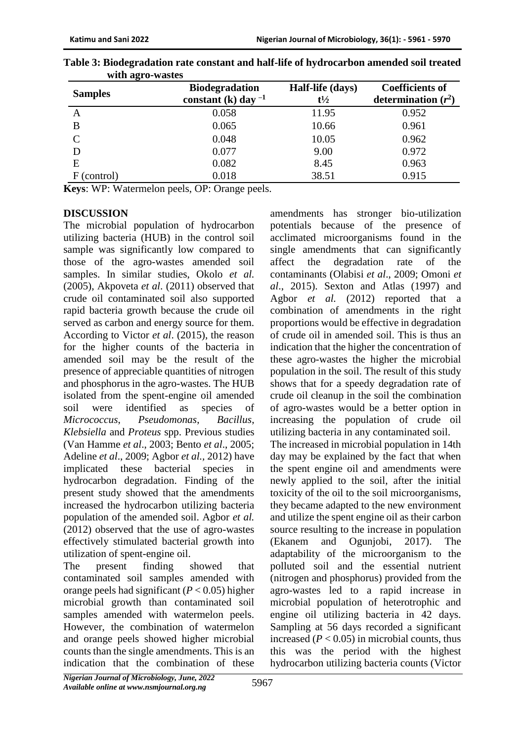**Table 3: Biodegradation rate constant and half-life of hydrocarbon amended soil treated with agro-wastes**

| Samples | Biodegradation constant (k) day $^{-1}$ | Half-life (days) $t½$ | Coefficients of determination ($r^2$) |
|---|---|---|---|
| A | 0.058 | 11.95 | 0.952 |
| B | 0.065 | 10.66 | 0.961 |
| C | 0.048 | 10.05 | 0.962 |
| D | 0.077 | 9.00 | 0.972 |
| E | 0.082 | 8.45 | 0.963 |
| F (control) | 0.018 | 38.51 | 0.915 |

**Keys**: WP: Watermelon peels, OP: Orange peels.

## DISCUSSION

The microbial population of hydrocarbon utilizing bacteria (HUB) in the control soil sample was significantly low compared to those of the agro-wastes amended soil samples. In similar studies, Okolo *et al.* (2005), Akpoveta *et al*. (2011) observed that crude oil contaminated soil also supported rapid bacteria growth because the crude oil served as carbon and energy source for them. According to Victor *et al*. (2015), the reason for the higher counts of the bacteria in amended soil may be the result of the presence of appreciable quantities of nitrogen and phosphorus in the agro-wastes. The HUB isolated from the spent-engine oil amended soil were identified as species of *Micrococcus*, *Pseudomonas*, *Bacillus*, *Klebsiella* and *Proteus* spp. Previous studies (Van Hamme *et al*., 2003; Bento *et al*., 2005; Adeline *et al*., 2009; Agbor *et al.,* 2012) have implicated these bacterial species in hydrocarbon degradation. Finding of the present study showed that the amendments increased the hydrocarbon utilizing bacteria population of the amended soil. Agbor *et al.* (2012) observed that the use of agro-wastes effectively stimulated bacterial growth into utilization of spent-engine oil.

The present finding showed that contaminated soil samples amended with orange peels had significant ($P < 0.05$) higher microbial growth than contaminated soil samples amended with watermelon peels. However, the combination of watermelon and orange peels showed higher microbial counts than the single amendments. This is an indication that the combination of these amendments has stronger bio-utilization potentials because of the presence of acclimated microorganisms found in the single amendments that can significantly affect the degradation rate of the contaminants (Olabisi *et al*., 2009; Omoni *et al*., 2015). Sexton and Atlas (1997) and Agbor *et al.* (2012) reported that a combination of amendments in the right proportions would be effective in degradation of crude oil in amended soil. This is thus an indication that the higher the concentration of these agro-wastes the higher the microbial population in the soil. The result of this study shows that for a speedy degradation rate of crude oil cleanup in the soil the combination of agro-wastes would be a better option in increasing the population of crude oil utilizing bacteria in any contaminated soil.

The increased in microbial population in 14th day may be explained by the fact that when the spent engine oil and amendments were newly applied to the soil, after the initial toxicity of the oil to the soil microorganisms, they became adapted to the new environment and utilize the spent engine oil as their carbon source resulting to the increase in population (Ekanem and Ogunjobi, 2017). The adaptability of the microorganism to the polluted soil and the essential nutrient (nitrogen and phosphorus) provided from the agro-wastes led to a rapid increase in microbial population of heterotrophic and engine oil utilizing bacteria in 42 days. Sampling at 56 days recorded a significant increased ($P < 0.05$) in microbial counts, thus this was the period with the highest hydrocarbon utilizing bacteria counts (Victor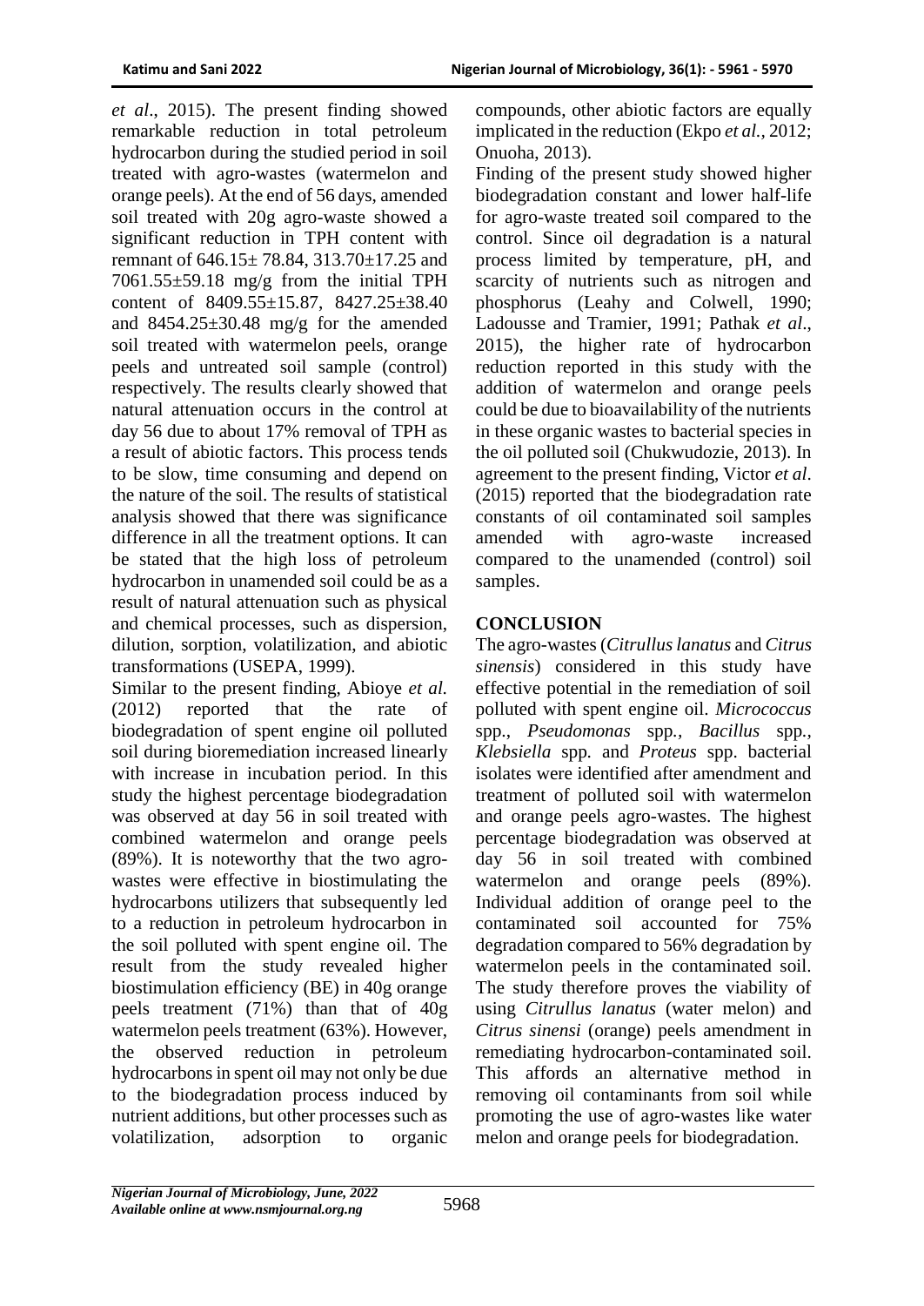*et al*., 2015). The present finding showed remarkable reduction in total petroleum hydrocarbon during the studied period in soil treated with agro-wastes (watermelon and orange peels). At the end of 56 days, amended soil treated with 20g agro-waste showed a significant reduction in TPH content with remnant of 646.15± 78.84, 313.70±17.25 and 7061.55±59.18 mg/g from the initial TPH content of 8409.55±15.87, 8427.25±38.40 and 8454.25±30.48 mg/g for the amended soil treated with watermelon peels, orange peels and untreated soil sample (control) respectively. The results clearly showed that natural attenuation occurs in the control at day 56 due to about 17% removal of TPH as a result of abiotic factors. This process tends to be slow, time consuming and depend on the nature of the soil. The results of statistical analysis showed that there was significance difference in all the treatment options. It can be stated that the high loss of petroleum hydrocarbon in unamended soil could be as a result of natural attenuation such as physical and chemical processes, such as dispersion, dilution, sorption, volatilization, and abiotic transformations (USEPA, 1999).

Similar to the present finding, Abioye *et al.* (2012) reported that the rate of biodegradation of spent engine oil polluted soil during bioremediation increased linearly with increase in incubation period. In this study the highest percentage biodegradation was observed at day 56 in soil treated with combined watermelon and orange peels (89%). It is noteworthy that the two agro-wastes were effective in biostimulating the hydrocarbons utilizers that subsequently led to a reduction in petroleum hydrocarbon in the soil polluted with spent engine oil. The result from the study revealed higher biostimulation efficiency (BE) in 40g orange peels treatment (71%) than that of 40g watermelon peels treatment (63%). However, the observed reduction in petroleum hydrocarbons in spent oil may not only be due to the biodegradation process induced by nutrient additions, but other processes such as volatilization, adsorption to organic compounds, other abiotic factors are equally implicated in the reduction (Ekpo *et al.*, 2012; Onuoha, 2013).

Finding of the present study showed higher biodegradation constant and lower half-life for agro-waste treated soil compared to the control. Since oil degradation is a natural process limited by temperature, pH, and scarcity of nutrients such as nitrogen and phosphorus (Leahy and Colwell, 1990; Ladousse and Tramier, 1991; Pathak *et al*., 2015), the higher rate of hydrocarbon reduction reported in this study with the addition of watermelon and orange peels could be due to bioavailability of the nutrients in these organic wastes to bacterial species in the oil polluted soil (Chukwudozie, 2013). In agreement to the present finding, Victor *et al*. (2015) reported that the biodegradation rate constants of oil contaminated soil samples amended with agro-waste increased compared to the unamended (control) soil samples.

## CONCLUSION

The agro-wastes (*Citrullus lanatus* and *Citrus sinensis*) considered in this study have effective potential in the remediation of soil polluted with spent engine oil. *Micrococcus* spp., *Pseudomonas* spp*.*, *Bacillus* spp*.*, *Klebsiella* spp*.* and *Proteus* spp. bacterial isolates were identified after amendment and treatment of polluted soil with watermelon and orange peels agro-wastes. The highest percentage biodegradation was observed at day 56 in soil treated with combined watermelon and orange peels (89%). Individual addition of orange peel to the contaminated soil accounted for 75% degradation compared to 56% degradation by watermelon peels in the contaminated soil. The study therefore proves the viability of using *Citrullus lanatus* (water melon) and *Citrus sinensi* (orange) peels amendment in remediating hydrocarbon-contaminated soil. This affords an alternative method in removing oil contaminants from soil while promoting the use of agro-wastes like water melon and orange peels for biodegradation.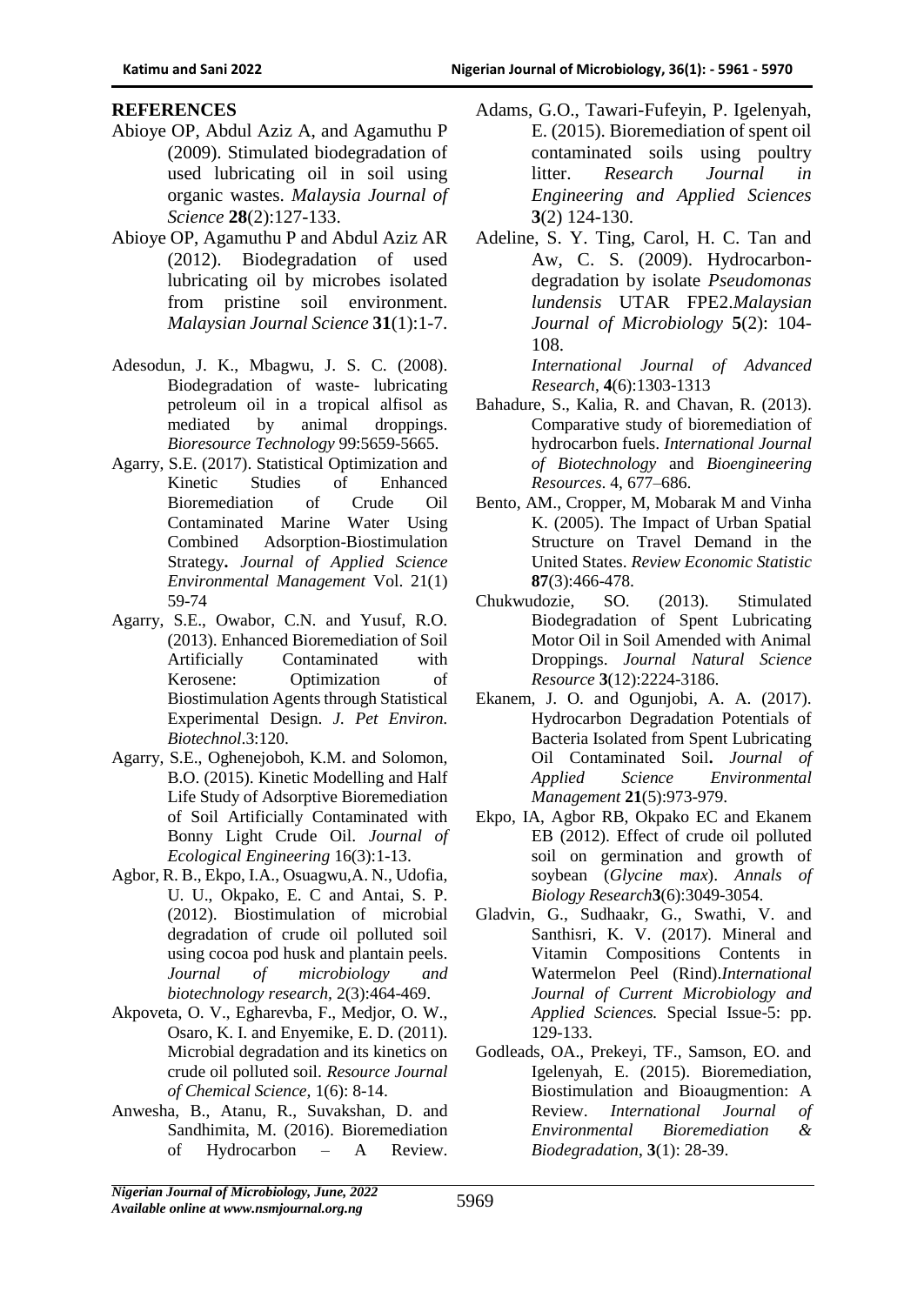## REFERENCES

Abioye OP, Abdul Aziz A, and Agamuthu P (2009). Stimulated biodegradation of used lubricating oil in soil using organic wastes. *Malaysia Journal of Science* **28**(2):127-133.

Abioye OP, Agamuthu P and Abdul Aziz AR (2012). Biodegradation of used lubricating oil by microbes isolated from pristine soil environment. *Malaysian Journal Science* **31**(1):1-7.

Adesodun, J. K., Mbagwu, J. S. C. (2008). Biodegradation of waste- lubricating petroleum oil in a tropical alfisol as mediated by animal droppings. *Bioresource Technology* 99:5659-5665.

Agarry, S.E. (2017). Statistical Optimization and Kinetic Studies of Enhanced Bioremediation of Crude Oil Contaminated Marine Water Using Combined Adsorption-Biostimulation Strategy**.** *Journal of Applied Science Environmental Management* Vol. 21(1) 59-74

Agarry, S.E., Owabor, C.N. and Yusuf, R.O. (2013). Enhanced Bioremediation of Soil Artificially Contaminated with Kerosene: Optimization of Biostimulation Agents through Statistical Experimental Design. *J. Pet Environ. Biotechnol*.3:120.

Agarry, S.E., Oghenejoboh, K.M. and Solomon, B.O. (2015). Kinetic Modelling and Half Life Study of Adsorptive Bioremediation of Soil Artificially Contaminated with Bonny Light Crude Oil. *Journal of Ecological Engineering* 16(3):1-13.

Agbor, R. B., Ekpo, I.A., Osuagwu,A. N., Udofia, U. U., Okpako, E. C and Antai, S. P. (2012). Biostimulation of microbial degradation of crude oil polluted soil using cocoa pod husk and plantain peels. *Journal of microbiology and biotechnology research*, 2(3):464-469.

Akpoveta, O. V., Egharevba, F., Medjor, O. W., Osaro, K. I. and Enyemike, E. D. (2011). Microbial degradation and its kinetics on crude oil polluted soil. *Resource Journal of Chemical Science*, 1(6): 8-14.

Anwesha, B., Atanu, R., Suvakshan, D. and Sandhimita, M. (2016). Bioremediation of Hydrocarbon – A Review. *International Journal of Advanced Research*, **4**(6):1303-1313

Adams, G.O., Tawari-Fufeyin, P. Igelenyah, E. (2015). Bioremediation of spent oil contaminated soils using poultry litter. *Research Journal in Engineering and Applied Sciences* **3**(2) 124-130.

Adeline, S. Y. Ting, Carol, H. C. Tan and Aw, C. S. (2009). Hydrocarbon-degradation by isolate *Pseudomonas lundensis* UTAR FPE2.*Malaysian Journal of Microbiology* **5**(2): 104-108.

Bahadure, S., Kalia, R. and Chavan, R. (2013). Comparative study of bioremediation of hydrocarbon fuels. *International Journal of Biotechnology* and *Bioengineering Resources*. 4, 677–686.

Bento, AM., Cropper, M, Mobarak M and Vinha K. (2005). The Impact of Urban Spatial Structure on Travel Demand in the United States. *Review Economic Statistic* **87**(3):466-478.

Chukwudozie, SO. (2013). Stimulated Biodegradation of Spent Lubricating Motor Oil in Soil Amended with Animal Droppings. *Journal Natural Science Resource* **3**(12):2224-3186.

Ekanem, J. O. and Ogunjobi, A. A. (2017). Hydrocarbon Degradation Potentials of Bacteria Isolated from Spent Lubricating Oil Contaminated Soil**.** *Journal of Applied Science Environmental Management* **21**(5):973-979.

Ekpo, IA, Agbor RB, Okpako EC and Ekanem EB (2012). Effect of crude oil polluted soil on germination and growth of soybean (*Glycine max*). *Annals of Biology Research***3**(6):3049-3054.

Gladvin, G., Sudhaakr, G., Swathi, V. and Santhisri, K. V. (2017). Mineral and Vitamin Compositions Contents in Watermelon Peel (Rind).*International Journal of Current Microbiology and Applied Sciences.* Special Issue-5: pp. 129-133.

Godleads, OA., Prekeyi, TF., Samson, EO. and Igelenyah, E. (2015). Bioremediation, Biostimulation and Bioaugmention: A Review. *International Journal of Environmental Bioremediation & Biodegradation*, **3**(1): 28-39.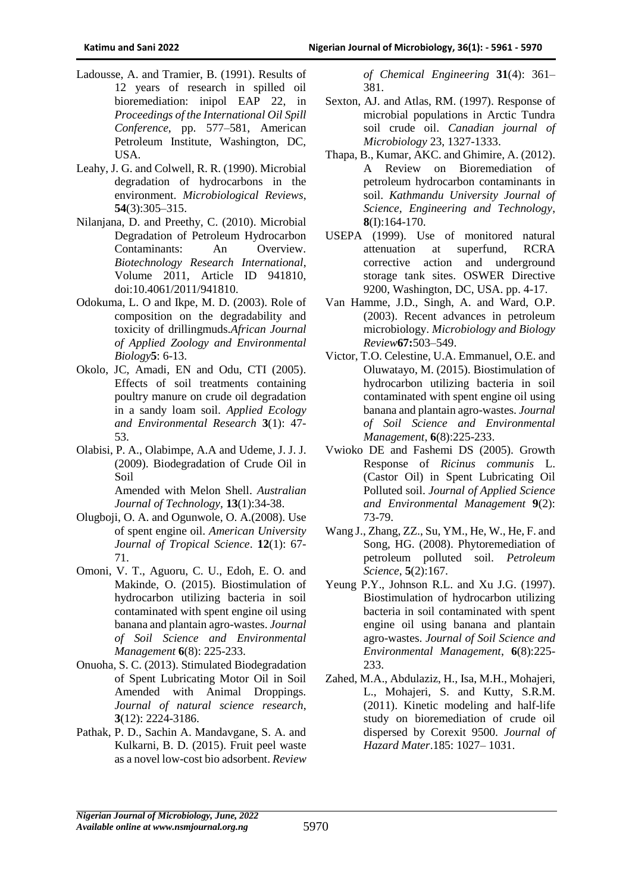Ladousse, A. and Tramier, B. (1991). Results of 12 years of research in spilled oil bioremediation: inipol EAP 22, in *Proceedings of the International Oil Spill Conference*, pp. 577–581, American Petroleum Institute, Washington, DC, USA.

Leahy, J. G. and Colwell, R. R. (1990). Microbial degradation of hydrocarbons in the environment. *Microbiological Reviews*, **54**(3):305–315.

Nilanjana, D. and Preethy, C. (2010). Microbial Degradation of Petroleum Hydrocarbon Contaminants: An Overview. *Biotechnology Research International*, Volume 2011, Article ID 941810, doi:10.4061/2011/941810.

Odokuma, L. O and Ikpe, M. D. (2003). Role of composition on the degradability and toxicity of drillingmuds.*African Journal of Applied Zoology and Environmental Biology***5**: 6-13.

Okolo, JC, Amadi, EN and Odu, CTI (2005). Effects of soil treatments containing poultry manure on crude oil degradation in a sandy loam soil. *Applied Ecology and Environmental Research* **3**(1): 47-53.

Olabisi, P. A., Olabimpe, A.A and Udeme, J. J. J. (2009). Biodegradation of Crude Oil in Soil Amended with Melon Shell. *Australian Journal of Technology,* **13**(1):34-38.

Olugboji, O. A. and Ogunwole, O. A.(2008). Use of spent engine oil. *American University Journal of Tropical Science*. **12**(1): 67-71.

Omoni, V. T., Aguoru, C. U., Edoh, E. O. and Makinde, O. (2015). Biostimulation of hydrocarbon utilizing bacteria in soil contaminated with spent engine oil using banana and plantain agro-wastes. *Journal of Soil Science and Environmental Management* **6**(8): 225-233.

Onuoha, S. C. (2013). Stimulated Biodegradation of Spent Lubricating Motor Oil in Soil Amended with Animal Droppings. *Journal of natural science research*, **3**(12): 2224-3186.

Pathak, P. D., Sachin A. Mandavgane, S. A. and Kulkarni, B. D. (2015). Fruit peel waste as a novel low-cost bio adsorbent. *Review of Chemical Engineering* **31**(4): 361–381.

Sexton, AJ. and Atlas, RM. (1997). Response of microbial populations in Arctic Tundra soil crude oil. *Canadian journal of Microbiology* 23, 1327-1333.

Thapa, B., Kumar, AKC. and Ghimire, A. (2012). A Review on Bioremediation of petroleum hydrocarbon contaminants in soil. *Kathmandu University Journal of Science, Engineering and Technology*, **8**(I):164-170.

USEPA (1999). Use of monitored natural attenuation at superfund, RCRA corrective action and underground storage tank sites. OSWER Directive 9200, Washington, DC, USA. pp. 4-17.

Van Hamme, J.D., Singh, A. and Ward, O.P. (2003). Recent advances in petroleum microbiology. *Microbiology and Biology Review***67:**503–549.

Victor, T.O. Celestine, U.A. Emmanuel, O.E. and Oluwatayo, M. (2015). Biostimulation of hydrocarbon utilizing bacteria in soil contaminated with spent engine oil using banana and plantain agro-wastes. *Journal of Soil Science and Environmental Management*, **6**(8):225-233.

Vwioko DE and Fashemi DS (2005). Growth Response of *Ricinus communis* L. (Castor Oil) in Spent Lubricating Oil Polluted soil. *Journal of Applied Science and Environmental Management* **9**(2): 73-79.

Wang J., Zhang, ZZ., Su, YM., He, W., He, F. and Song, HG. (2008). Phytoremediation of petroleum polluted soil. *Petroleum Science*, **5**(2):167.

Yeung P.Y., Johnson R.L. and Xu J.G. (1997). Biostimulation of hydrocarbon utilizing bacteria in soil contaminated with spent engine oil using banana and plantain agro-wastes. *Journal of Soil Science and Environmental Management*, **6**(8):225-233.

Zahed, M.A., Abdulaziz, H., Isa, M.H., Mohajeri, L., Mohajeri, S. and Kutty, S.R.M. (2011). Kinetic modeling and half-life study on bioremediation of crude oil dispersed by Corexit 9500. *Journal of Hazard Mater*.185: 1027– 1031.